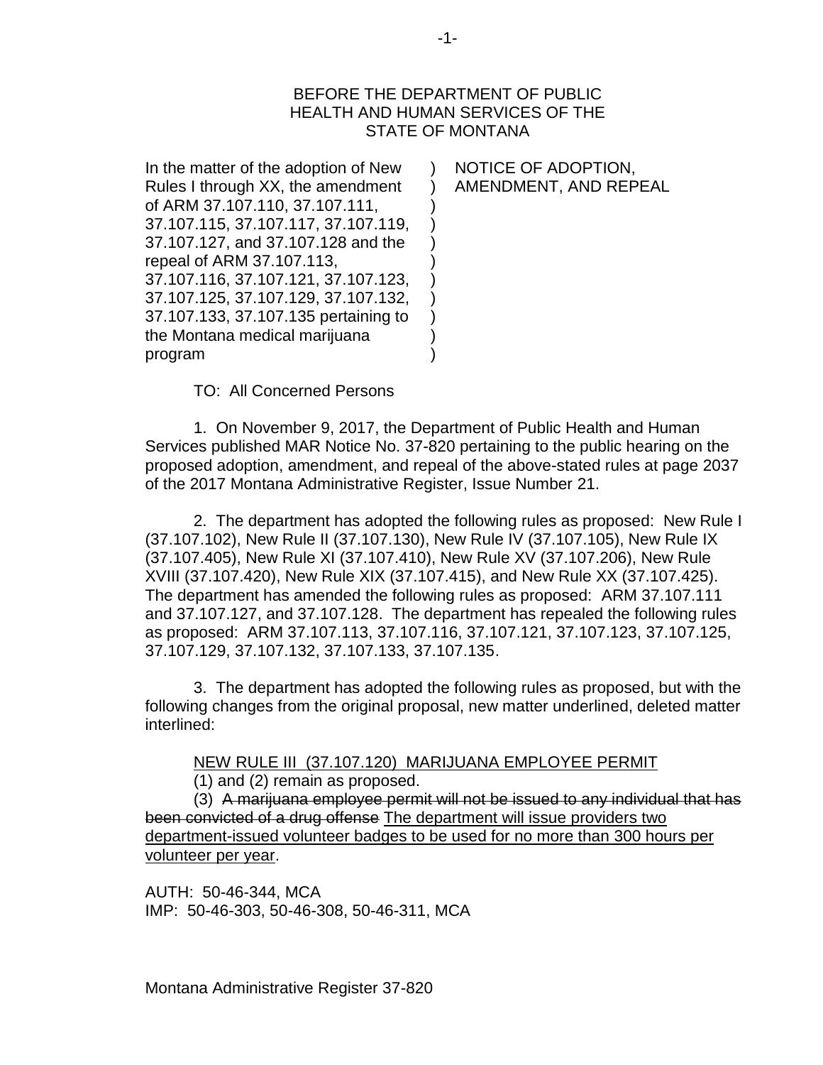BEFORE THE DEPARTMENT OF PUBLIC
HEALTH AND HUMAN SERVICES OF THE
STATE OF MONTANA

| In the matter of the adoption of New Rules I through XX, the amendment of ARM 37.107.110, 37.107.111, 37.107.115, 37.107.117, 37.107.119, 37.107.127, and 37.107.128 and the repeal of ARM 37.107.113, 37.107.116, 37.107.121, 37.107.123, 37.107.125, 37.107.129, 37.107.132, 37.107.133, 37.107.135 pertaining to the Montana medical marijuana program | ) | NOTICE OF ADOPTION, AMENDMENT, AND REPEAL |
|---|---|---|

TO: All Concerned Persons

1. On November 9, 2017, the Department of Public Health and Human Services published MAR Notice No. 37-820 pertaining to the public hearing on the proposed adoption, amendment, and repeal of the above-stated rules at page 2037 of the 2017 Montana Administrative Register, Issue Number 21.

2. The department has adopted the following rules as proposed: New Rule I (37.107.102), New Rule II (37.107.130), New Rule IV (37.107.105), New Rule IX (37.107.405), New Rule XI (37.107.410), New Rule XV (37.107.206), New Rule XVIII (37.107.420), New Rule XIX (37.107.415), and New Rule XX (37.107.425). The department has amended the following rules as proposed: ARM 37.107.111 and 37.107.127, and 37.107.128. The department has repealed the following rules as proposed: ARM 37.107.113, 37.107.116, 37.107.121, 37.107.123, 37.107.125, 37.107.129, 37.107.132, 37.107.133, 37.107.135.

3. The department has adopted the following rules as proposed, but with the following changes from the original proposal, new matter underlined, deleted matter interlined:

<u>NEW RULE III (37.107.120) MARIJUANA EMPLOYEE PERMIT</u>

(1) and (2) remain as proposed.

(3) ~~A marijuana employee permit will not be issued to any individual that has been convicted of a drug offense~~ <u>The department will issue providers two department-issued volunteer badges to be used for no more than 300 hours per volunteer per year</u>.

AUTH: 50-46-344, MCA
IMP: 50-46-303, 50-46-308, 50-46-311, MCA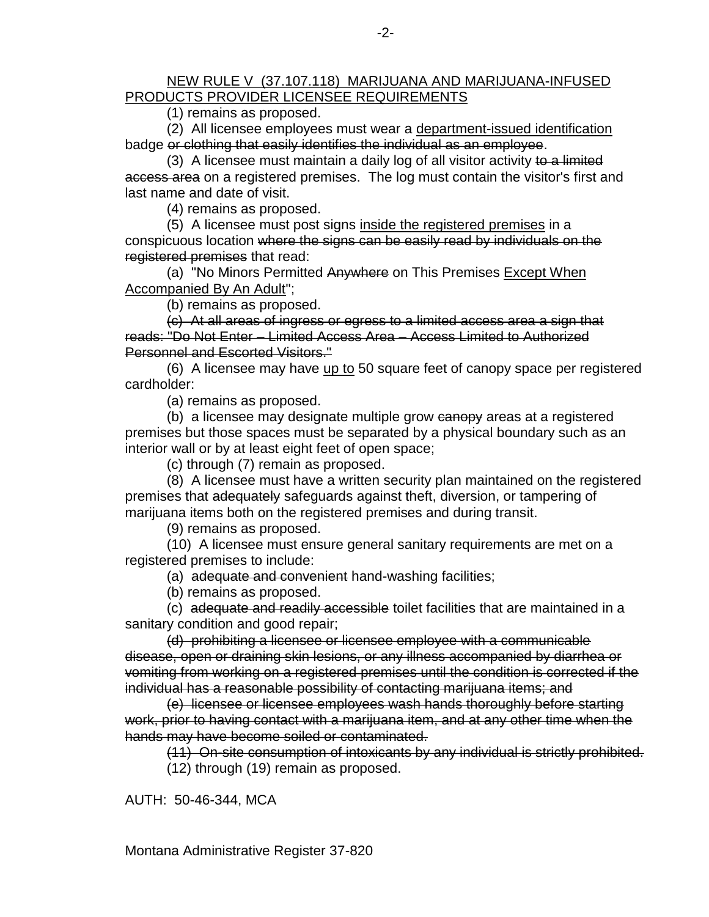<u>NEW RULE V (37.107.118) MARIJUANA AND MARIJUANA-INFUSED PRODUCTS PROVIDER LICENSEE REQUIREMENTS</u>

(1) remains as proposed.

(2) All licensee employees must wear a <u>department-issued identification</u> badge ~~or clothing that easily identifies the individual as an employee~~.

(3) A licensee must maintain a daily log of all visitor activity ~~to a limited access area~~ on a registered premises. The log must contain the visitor's first and last name and date of visit.

(4) remains as proposed.

(5) A licensee must post signs <u>inside the registered premises</u> in a conspicuous location ~~where the signs can be easily read by individuals on the registered premises~~ that read:

(a) "No Minors Permitted ~~Anywhere~~ on This Premises <u>Except When Accompanied By An Adult</u>";

(b) remains as proposed.

~~(c) At all areas of ingress or egress to a limited access area a sign that reads: "Do Not Enter – Limited Access Area – Access Limited to Authorized Personnel and Escorted Visitors."~~

(6) A licensee may have <u>up to</u> 50 square feet of canopy space per registered cardholder:

(a) remains as proposed.

(b) a licensee may designate multiple grow ~~canopy~~ areas at a registered premises but those spaces must be separated by a physical boundary such as an interior wall or by at least eight feet of open space;

(c) through (7) remain as proposed.

(8) A licensee must have a written security plan maintained on the registered premises that ~~adequately~~ safeguards against theft, diversion, or tampering of marijuana items both on the registered premises and during transit.

(9) remains as proposed.

(10) A licensee must ensure general sanitary requirements are met on a registered premises to include:

(a) ~~adequate and convenient~~ hand-washing facilities;

(b) remains as proposed.

(c) ~~adequate and readily accessible~~ toilet facilities that are maintained in a sanitary condition and good repair;

~~(d) prohibiting a licensee or licensee employee with a communicable disease, open or draining skin lesions, or any illness accompanied by diarrhea or vomiting from working on a registered premises until the condition is corrected if the individual has a reasonable possibility of contacting marijuana items; and~~

~~(e) licensee or licensee employees wash hands thoroughly before starting work, prior to having contact with a marijuana item, and at any other time when the hands may have become soiled or contaminated.~~

~~(11) On-site consumption of intoxicants by any individual is strictly prohibited.~~

(12) through (19) remain as proposed.

AUTH: 50-46-344, MCA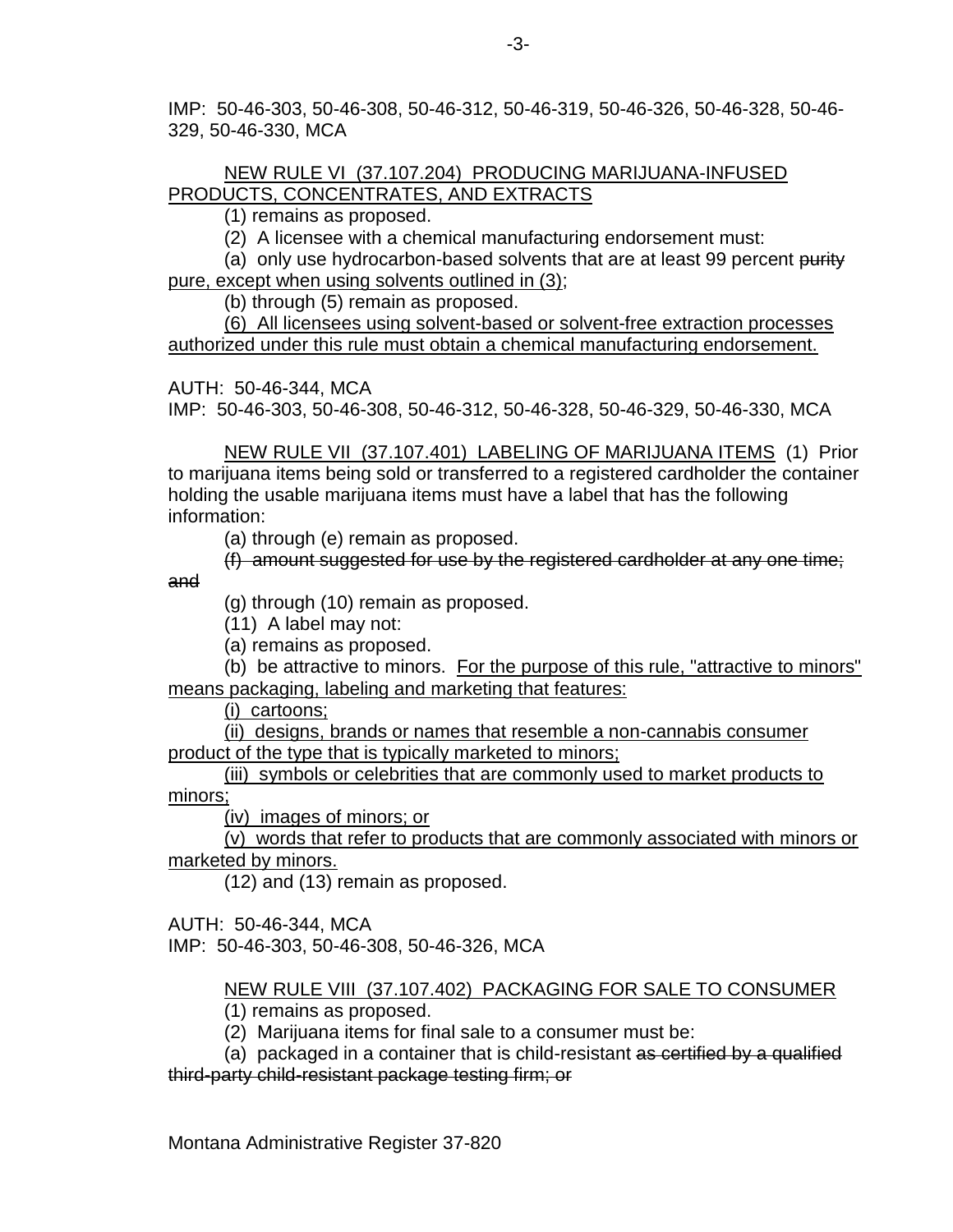IMP: 50-46-303, 50-46-308, 50-46-312, 50-46-319, 50-46-326, 50-46-328, 50-46-329, 50-46-330, MCA

<u>NEW RULE VI (37.107.204) PRODUCING MARIJUANA-INFUSED PRODUCTS, CONCENTRATES, AND EXTRACTS</u>

(1) remains as proposed.

(2) A licensee with a chemical manufacturing endorsement must:

(a) only use hydrocarbon-based solvents that are at least 99 percent ~~purity~~ <u>pure, except when using solvents outlined in (3)</u>;

(b) through (5) remain as proposed.

<u>(6) All licensees using solvent-based or solvent-free extraction processes authorized under this rule must obtain a chemical manufacturing endorsement.</u>

AUTH: 50-46-344, MCA
IMP: 50-46-303, 50-46-308, 50-46-312, 50-46-328, 50-46-329, 50-46-330, MCA

<u>NEW RULE VII (37.107.401) LABELING OF MARIJUANA ITEMS</u> (1) Prior to marijuana items being sold or transferred to a registered cardholder the container holding the usable marijuana items must have a label that has the following information:

(a) through (e) remain as proposed.

~~(f) amount suggested for use by the registered cardholder at any one time; and~~

(g) through (10) remain as proposed.

(11) A label may not:

(a) remains as proposed.

(b) be attractive to minors. <u>For the purpose of this rule, "attractive to minors" means packaging, labeling and marketing that features:</u>

<u>(i) cartoons;</u>

<u>(ii) designs, brands or names that resemble a non-cannabis consumer product of the type that is typically marketed to minors;</u>

<u>(iii) symbols or celebrities that are commonly used to market products to minors;</u>

<u>(iv) images of minors; or</u>

<u>(v) words that refer to products that are commonly associated with minors or marketed by minors.</u>

(12) and (13) remain as proposed.

AUTH: 50-46-344, MCA
IMP: 50-46-303, 50-46-308, 50-46-326, MCA

<u>NEW RULE VIII (37.107.402) PACKAGING FOR SALE TO CONSUMER</u>

(1) remains as proposed.

(2) Marijuana items for final sale to a consumer must be:

(a) packaged in a container that is child-resistant ~~as certified by a qualified third-party child-resistant package testing firm; or~~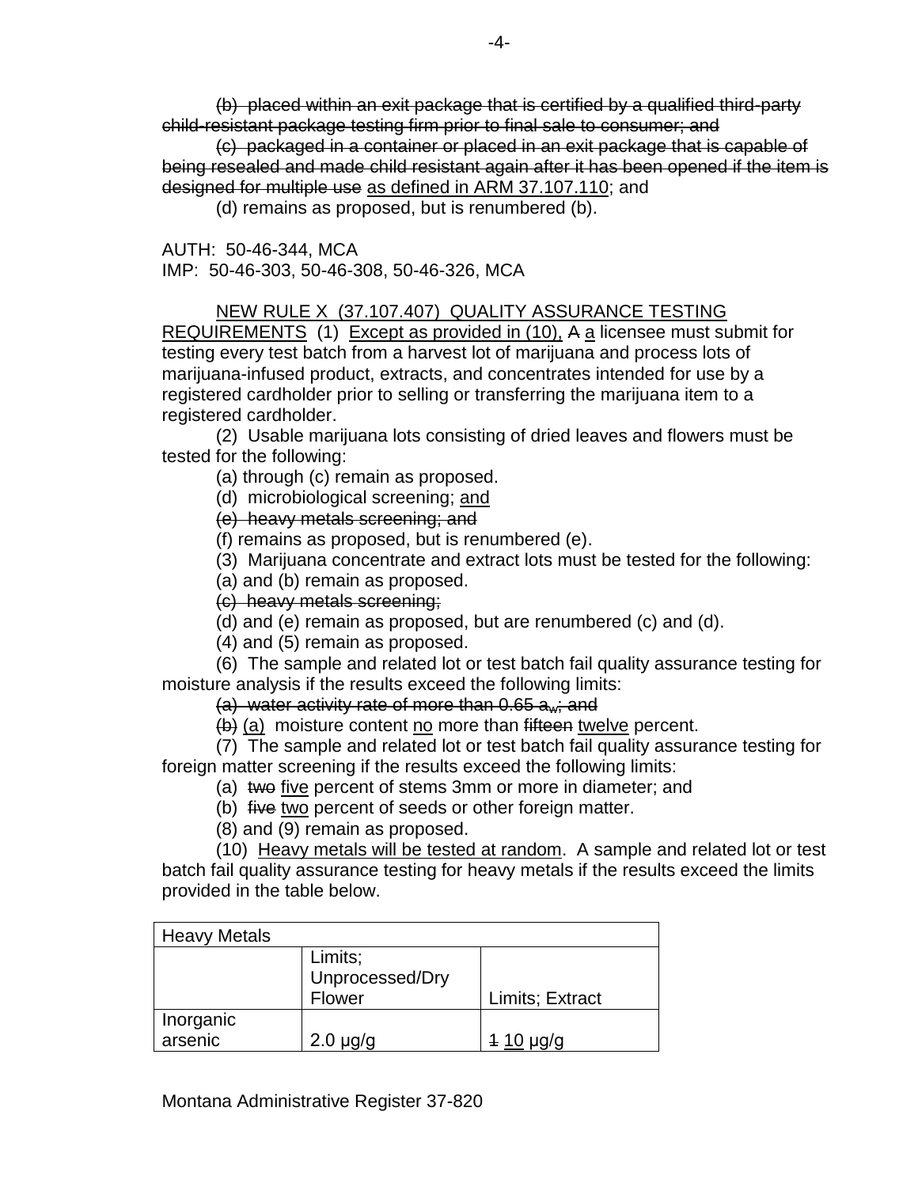~~(b) placed within an exit package that is certified by a qualified third-party child-resistant package testing firm prior to final sale to consumer; and~~

~~(c) packaged in a container or placed in an exit package that is capable of being resealed and made child resistant again after it has been opened if the item is designed for multiple use~~ <u>as defined in ARM 37.107.110</u>; and

(d) remains as proposed, but is renumbered (b).

AUTH: 50-46-344, MCA
IMP: 50-46-303, 50-46-308, 50-46-326, MCA

<u>NEW RULE X (37.107.407) QUALITY ASSURANCE TESTING REQUIREMENTS</u> (1) <u>Except as provided in (10),</u> ~~A~~ <u>a</u> licensee must submit for testing every test batch from a harvest lot of marijuana and process lots of marijuana-infused product, extracts, and concentrates intended for use by a registered cardholder prior to selling or transferring the marijuana item to a registered cardholder.

(2) Usable marijuana lots consisting of dried leaves and flowers must be tested for the following:

(a) through (c) remain as proposed.

(d) microbiological screening; <u>and</u>

~~(e) heavy metals screening; and~~

(f) remains as proposed, but is renumbered (e).

(3) Marijuana concentrate and extract lots must be tested for the following:

(a) and (b) remain as proposed.

~~(c) heavy metals screening;~~

(d) and (e) remain as proposed, but are renumbered (c) and (d).

(4) and (5) remain as proposed.

(6) The sample and related lot or test batch fail quality assurance testing for moisture analysis if the results exceed the following limits:

~~(a) water activity rate of more than 0.65 $a_w$; and~~

~~(b)~~ <u>(a)</u> moisture content <u>no</u> more than ~~fifteen~~ <u>twelve</u> percent.

(7) The sample and related lot or test batch fail quality assurance testing for foreign matter screening if the results exceed the following limits:

(a) ~~two~~ <u>five</u> percent of stems 3mm or more in diameter; and

(b) ~~five~~ <u>two</u> percent of seeds or other foreign matter.

(8) and (9) remain as proposed.

(10) <u>Heavy metals will be tested at random</u>. A sample and related lot or test batch fail quality assurance testing for heavy metals if the results exceed the limits provided in the table below.

| Heavy Metals | | |
|---|---|---|
| | Limits; Unprocessed/Dry Flower | Limits; Extract |
| Inorganic arsenic | 2.0 µg/g | ~~1~~ <u>10</u> µg/g |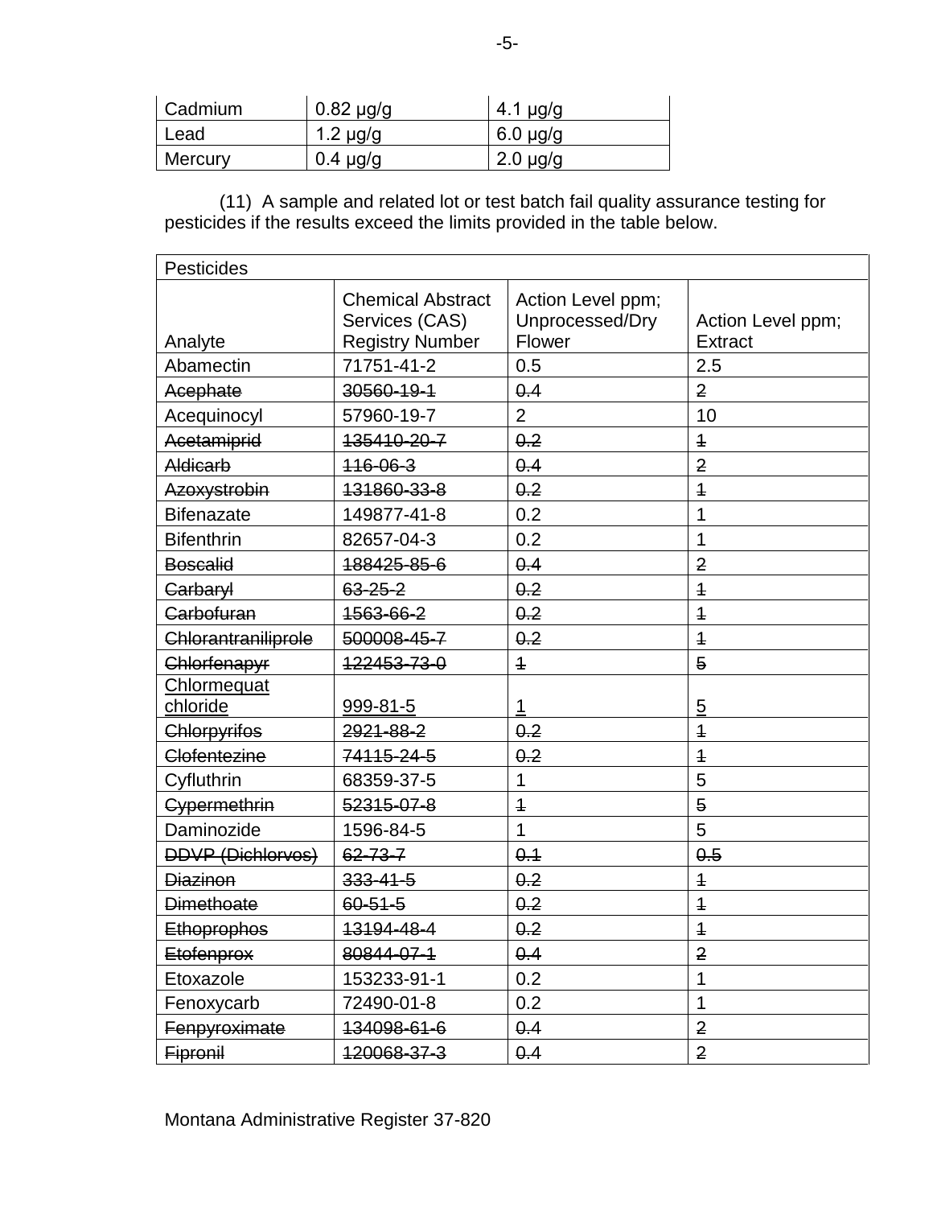| Cadmium | 0.82 µg/g | 4.1 µg/g |
|---|---|---|
| Lead | 1.2 µg/g | 6.0 µg/g |
| Mercury | 0.4 µg/g | 2.0 µg/g |

(11) A sample and related lot or test batch fail quality assurance testing for pesticides if the results exceed the limits provided in the table below.

| Pesticides | | | |
|---|---|---|---|
| Analyte | Chemical Abstract Services (CAS) Registry Number | Action Level ppm; Unprocessed/Dry Flower | Action Level ppm; Extract |
| Abamectin | 71751-41-2 | 0.5 | 2.5 |
| ~~Acephate~~ | ~~30560-19-1~~ | ~~0.4~~ | ~~2~~ |
| Acequinocyl | 57960-19-7 | 2 | 10 |
| ~~Acetamiprid~~ | ~~135410-20-7~~ | ~~0.2~~ | ~~1~~ |
| ~~Aldicarb~~ | ~~116-06-3~~ | ~~0.4~~ | ~~2~~ |
| ~~Azoxystrobin~~ | ~~131860-33-8~~ | ~~0.2~~ | ~~1~~ |
| Bifenazate | 149877-41-8 | 0.2 | 1 |
| Bifenthrin | 82657-04-3 | 0.2 | 1 |
| ~~Boscalid~~ | ~~188425-85-6~~ | ~~0.4~~ | ~~2~~ |
| ~~Carbaryl~~ | ~~63-25-2~~ | ~~0.2~~ | ~~1~~ |
| ~~Carbofuran~~ | ~~1563-66-2~~ | ~~0.2~~ | ~~1~~ |
| ~~Chlorantraniliprole~~ | ~~500008-45-7~~ | ~~0.2~~ | ~~1~~ |
| ~~Chlorfenapyr~~ | ~~122453-73-0~~ | ~~1~~ | ~~5~~ |
| <u>Chlormequat chloride</u> | <u>999-81-5</u> | <u>1</u> | <u>5</u> |
| ~~Chlorpyrifos~~ | ~~2921-88-2~~ | ~~0.2~~ | ~~1~~ |
| ~~Clofentezine~~ | ~~74115-24-5~~ | ~~0.2~~ | ~~1~~ |
| Cyfluthrin | 68359-37-5 | 1 | 5 |
| ~~Cypermethrin~~ | ~~52315-07-8~~ | ~~1~~ | ~~5~~ |
| Daminozide | 1596-84-5 | 1 | 5 |
| ~~DDVP (Dichlorvos)~~ | ~~62-73-7~~ | ~~0.1~~ | ~~0.5~~ |
| ~~Diazinon~~ | ~~333-41-5~~ | ~~0.2~~ | ~~1~~ |
| ~~Dimethoate~~ | ~~60-51-5~~ | ~~0.2~~ | ~~1~~ |
| ~~Ethoprophos~~ | ~~13194-48-4~~ | ~~0.2~~ | ~~1~~ |
| ~~Etofenprox~~ | ~~80844-07-1~~ | ~~0.4~~ | ~~2~~ |
| Etoxazole | 153233-91-1 | 0.2 | 1 |
| Fenoxycarb | 72490-01-8 | 0.2 | 1 |
| ~~Fenpyroximate~~ | ~~134098-61-6~~ | ~~0.4~~ | ~~2~~ |
| ~~Fipronil~~ | ~~120068-37-3~~ | ~~0.4~~ | ~~2~~ |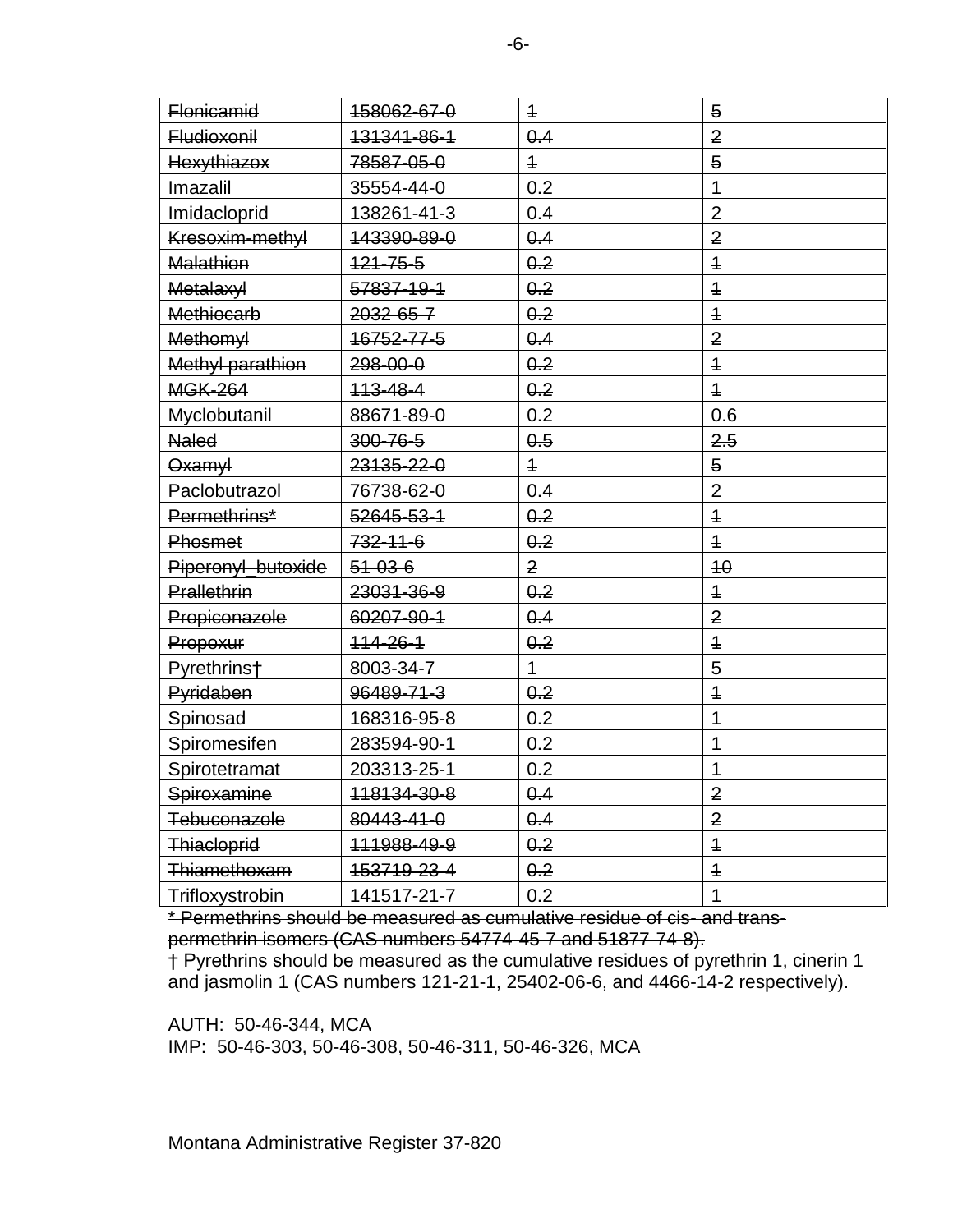| | | | |
|---|---|---|---|
| ~~Flonicamid~~ | ~~158062-67-0~~ | ~~1~~ | ~~5~~ |
| ~~Fludioxonil~~ | ~~131341-86-1~~ | ~~0.4~~ | ~~2~~ |
| ~~Hexythiazox~~ | ~~78587-05-0~~ | ~~1~~ | ~~5~~ |
| Imazalil | 35554-44-0 | 0.2 | 1 |
| Imidacloprid | 138261-41-3 | 0.4 | 2 |
| ~~Kresoxim-methyl~~ | ~~143390-89-0~~ | ~~0.4~~ | ~~2~~ |
| ~~Malathion~~ | ~~121-75-5~~ | ~~0.2~~ | ~~1~~ |
| ~~Metalaxyl~~ | ~~57837-19-1~~ | ~~0.2~~ | ~~1~~ |
| ~~Methiocarb~~ | ~~2032-65-7~~ | ~~0.2~~ | ~~1~~ |
| ~~Methomyl~~ | ~~16752-77-5~~ | ~~0.4~~ | ~~2~~ |
| ~~Methyl parathion~~ | ~~298-00-0~~ | ~~0.2~~ | ~~1~~ |
| ~~MGK-264~~ | ~~113-48-4~~ | ~~0.2~~ | ~~1~~ |
| Myclobutanil | 88671-89-0 | 0.2 | 0.6 |
| ~~Naled~~ | ~~300-76-5~~ | ~~0.5~~ | ~~2.5~~ |
| ~~Oxamyl~~ | ~~23135-22-0~~ | ~~1~~ | ~~5~~ |
| Paclobutrazol | 76738-62-0 | 0.4 | 2 |
| ~~Permethrins*~~ | ~~52645-53-1~~ | ~~0.2~~ | ~~1~~ |
| ~~Phosmet~~ | ~~732-11-6~~ | ~~0.2~~ | ~~1~~ |
| ~~Piperonyl_butoxide~~ | ~~51-03-6~~ | ~~2~~ | ~~10~~ |
| ~~Prallethrin~~ | ~~23031-36-9~~ | ~~0.2~~ | ~~1~~ |
| ~~Propiconazole~~ | ~~60207-90-1~~ | ~~0.4~~ | ~~2~~ |
| ~~Propoxur~~ | ~~114-26-1~~ | ~~0.2~~ | ~~1~~ |
| Pyrethrins† | 8003-34-7 | 1 | 5 |
| ~~Pyridaben~~ | ~~96489-71-3~~ | ~~0.2~~ | ~~1~~ |
| Spinosad | 168316-95-8 | 0.2 | 1 |
| Spiromesifen | 283594-90-1 | 0.2 | 1 |
| Spirotetramat | 203313-25-1 | 0.2 | 1 |
| ~~Spiroxamine~~ | ~~118134-30-8~~ | ~~0.4~~ | ~~2~~ |
| ~~Tebuconazole~~ | ~~80443-41-0~~ | ~~0.4~~ | ~~2~~ |
| ~~Thiacloprid~~ | ~~111988-49-9~~ | ~~0.2~~ | ~~1~~ |
| ~~Thiamethoxam~~ | ~~153719-23-4~~ | ~~0.2~~ | ~~1~~ |
| Trifloxystrobin | 141517-21-7 | 0.2 | 1 |

~~* Permethrins should be measured as cumulative residue of cis- and trans-permethrin isomers (CAS numbers 54774-45-7 and 51877-74-8).~~

† Pyrethrins should be measured as the cumulative residues of pyrethrin 1, cinerin 1 and jasmolin 1 (CAS numbers 121-21-1, 25402-06-6, and 4466-14-2 respectively).

AUTH: 50-46-344, MCA
IMP: 50-46-303, 50-46-308, 50-46-311, 50-46-326, MCA

Montana Administrative Register 37-820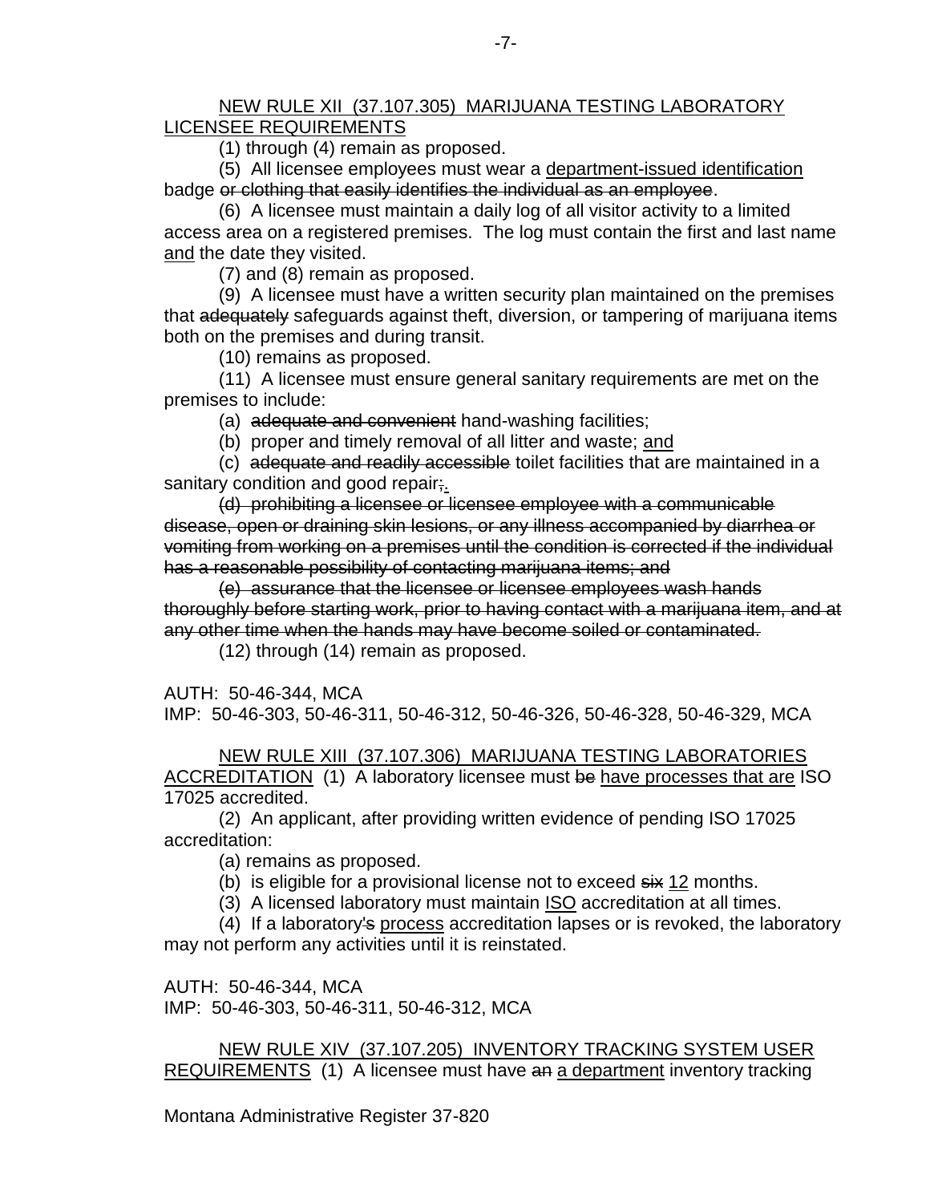<u>NEW RULE XII (37.107.305) MARIJUANA TESTING LABORATORY LICENSEE REQUIREMENTS</u>

(1) through (4) remain as proposed.

(5) All licensee employees must wear a <u>department-issued identification</u> badge ~~or clothing that easily identifies the individual as an employee~~.

(6) A licensee must maintain a daily log of all visitor activity to a limited access area on a registered premises. The log must contain the first and last name <u>and</u> the date they visited.

(7) and (8) remain as proposed.

(9) A licensee must have a written security plan maintained on the premises that ~~adequately~~ safeguards against theft, diversion, or tampering of marijuana items both on the premises and during transit.

(10) remains as proposed.

(11) A licensee must ensure general sanitary requirements are met on the premises to include:

(a) ~~adequate and convenient~~ hand-washing facilities;

(b) proper and timely removal of all litter and waste; <u>and</u>

(c) ~~adequate and readily accessible~~ toilet facilities that are maintained in a sanitary condition and good repair~~;~~<u>.</u>

~~(d) prohibiting a licensee or licensee employee with a communicable disease, open or draining skin lesions, or any illness accompanied by diarrhea or vomiting from working on a premises until the condition is corrected if the individual has a reasonable possibility of contacting marijuana items; and~~

~~(e) assurance that the licensee or licensee employees wash hands thoroughly before starting work, prior to having contact with a marijuana item, and at any other time when the hands may have become soiled or contaminated.~~

(12) through (14) remain as proposed.

AUTH: 50-46-344, MCA
IMP: 50-46-303, 50-46-311, 50-46-312, 50-46-326, 50-46-328, 50-46-329, MCA

<u>NEW RULE XIII (37.107.306) MARIJUANA TESTING LABORATORIES ACCREDITATION</u> (1) A laboratory licensee must ~~be~~ <u>have processes that are</u> ISO 17025 accredited.

(2) An applicant, after providing written evidence of pending ISO 17025 accreditation:

(a) remains as proposed.

(b) is eligible for a provisional license not to exceed ~~six~~ <u>12</u> months.

(3) A licensed laboratory must maintain <u>ISO</u> accreditation at all times.

(4) If a laboratory~~'s~~ <u>process</u> accreditation lapses or is revoked, the laboratory may not perform any activities until it is reinstated.

AUTH: 50-46-344, MCA
IMP: 50-46-303, 50-46-311, 50-46-312, MCA

<u>NEW RULE XIV (37.107.205) INVENTORY TRACKING SYSTEM USER REQUIREMENTS</u> (1) A licensee must have ~~an~~ <u>a department</u> inventory tracking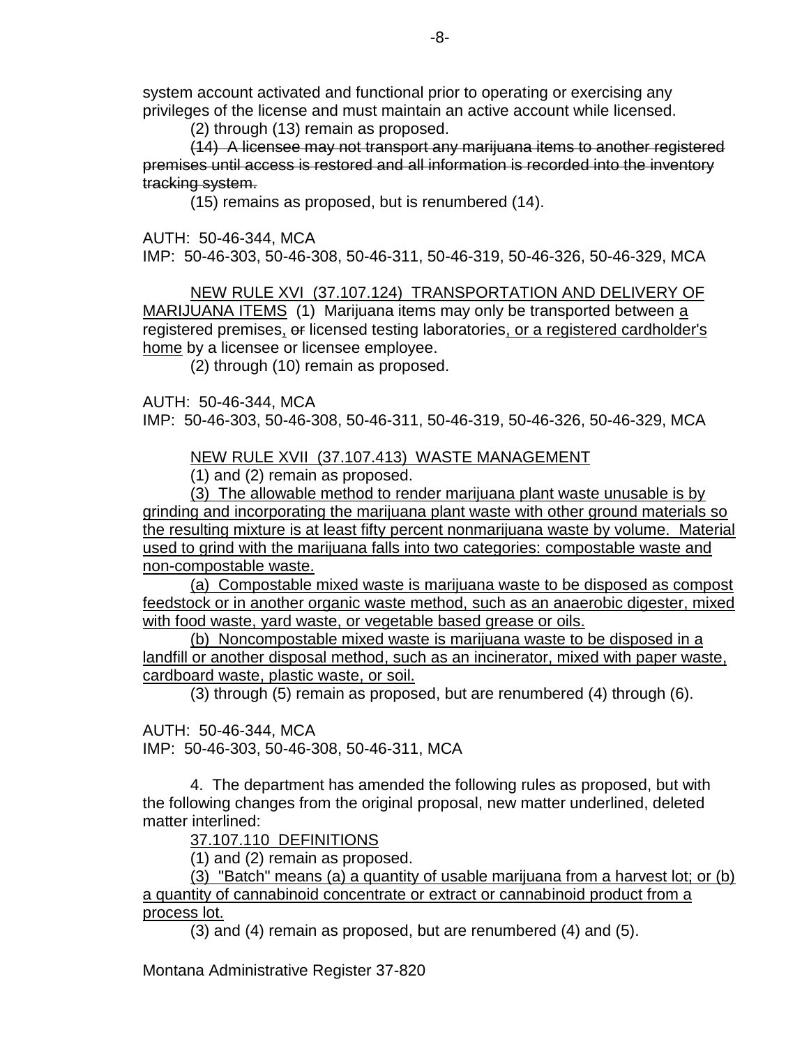system account activated and functional prior to operating or exercising any privileges of the license and must maintain an active account while licensed.

(2) through (13) remain as proposed.

~~(14) A licensee may not transport any marijuana items to another registered premises until access is restored and all information is recorded into the inventory tracking system.~~

(15) remains as proposed, but is renumbered (14).

AUTH: 50-46-344, MCA
IMP: 50-46-303, 50-46-308, 50-46-311, 50-46-319, 50-46-326, 50-46-329, MCA

<u>NEW RULE XVI (37.107.124) TRANSPORTATION AND DELIVERY OF MARIJUANA ITEMS</u> (1) Marijuana items may only be transported between <u>a</u> registered premises<u>,</u> ~~or~~ licensed testing laboratories<u>, or a registered cardholder's home</u> by a licensee or licensee employee.

(2) through (10) remain as proposed.

AUTH: 50-46-344, MCA
IMP: 50-46-303, 50-46-308, 50-46-311, 50-46-319, 50-46-326, 50-46-329, MCA

<u>NEW RULE XVII (37.107.413) WASTE MANAGEMENT</u>

(1) and (2) remain as proposed.

<u>(3) The allowable method to render marijuana plant waste unusable is by grinding and incorporating the marijuana plant waste with other ground materials so the resulting mixture is at least fifty percent nonmarijuana waste by volume. Material used to grind with the marijuana falls into two categories: compostable waste and non-compostable waste.</u>

<u>(a) Compostable mixed waste is marijuana waste to be disposed as compost feedstock or in another organic waste method, such as an anaerobic digester, mixed with food waste, yard waste, or vegetable based grease or oils.</u>

<u>(b) Noncompostable mixed waste is marijuana waste to be disposed in a landfill or another disposal method, such as an incinerator, mixed with paper waste, cardboard waste, plastic waste, or soil.</u>

(3) through (5) remain as proposed, but are renumbered (4) through (6).

AUTH: 50-46-344, MCA
IMP: 50-46-303, 50-46-308, 50-46-311, MCA

4. The department has amended the following rules as proposed, but with the following changes from the original proposal, new matter underlined, deleted matter interlined:

<u>37.107.110 DEFINITIONS</u>

(1) and (2) remain as proposed.

<u>(3) "Batch" means (a) a quantity of usable marijuana from a harvest lot; or (b) a quantity of cannabinoid concentrate or extract or cannabinoid product from a process lot.</u>

(3) and (4) remain as proposed, but are renumbered (4) and (5).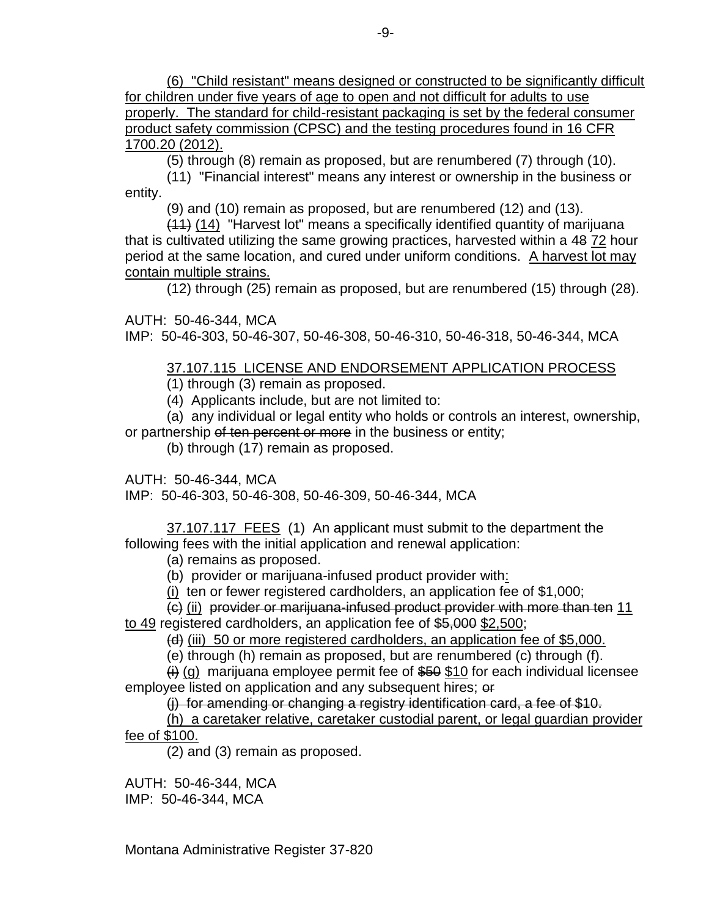<u>(6) "Child resistant" means designed or constructed to be significantly difficult for children under five years of age to open and not difficult for adults to use properly. The standard for child-resistant packaging is set by the federal consumer product safety commission (CPSC) and the testing procedures found in 16 CFR 1700.20 (2012).</u>

(5) through (8) remain as proposed, but are renumbered (7) through (10).

(11) "Financial interest" means any interest or ownership in the business or entity.

(9) and (10) remain as proposed, but are renumbered (12) and (13).

~~(11)~~ <u>(14)</u> "Harvest lot" means a specifically identified quantity of marijuana that is cultivated utilizing the same growing practices, harvested within a ~~48~~ <u>72</u> hour period at the same location, and cured under uniform conditions. <u>A harvest lot may contain multiple strains.</u>

(12) through (25) remain as proposed, but are renumbered (15) through (28).

AUTH: 50-46-344, MCA
IMP: 50-46-303, 50-46-307, 50-46-308, 50-46-310, 50-46-318, 50-46-344, MCA

<u>37.107.115 LICENSE AND ENDORSEMENT APPLICATION PROCESS</u>

(1) through (3) remain as proposed.

(4) Applicants include, but are not limited to:

(a) any individual or legal entity who holds or controls an interest, ownership, or partnership ~~of ten percent or more~~ in the business or entity;

(b) through (17) remain as proposed.

AUTH: 50-46-344, MCA
IMP: 50-46-303, 50-46-308, 50-46-309, 50-46-344, MCA

<u>37.107.117 FEES</u> (1) An applicant must submit to the department the following fees with the initial application and renewal application:

(a) remains as proposed.

(b) provider or marijuana-infused product provider with<u>:</u>

<u>(i)</u> ten or fewer registered cardholders, an application fee of $1,000;

~~(c)~~ <u>(ii)</u> ~~provider or marijuana-infused product provider with more than ten~~ <u>11 to 49</u> registered cardholders, an application fee of ~~$5,000~~ <u>$2,500</u>;

~~(d)~~ <u>(iii) 50 or more registered cardholders, an application fee of $5,000.</u>

(e) through (h) remain as proposed, but are renumbered (c) through (f).

~~(i)~~ <u>(g)</u> marijuana employee permit fee of ~~$50~~ <u>$10</u> for each individual licensee employee listed on application and any subsequent hires; ~~or~~

~~(j) for amending or changing a registry identification card, a fee of $10.~~

<u>(h) a caretaker relative, caretaker custodial parent, or legal guardian provider fee of $100.</u>

(2) and (3) remain as proposed.

AUTH: 50-46-344, MCA
IMP: 50-46-344, MCA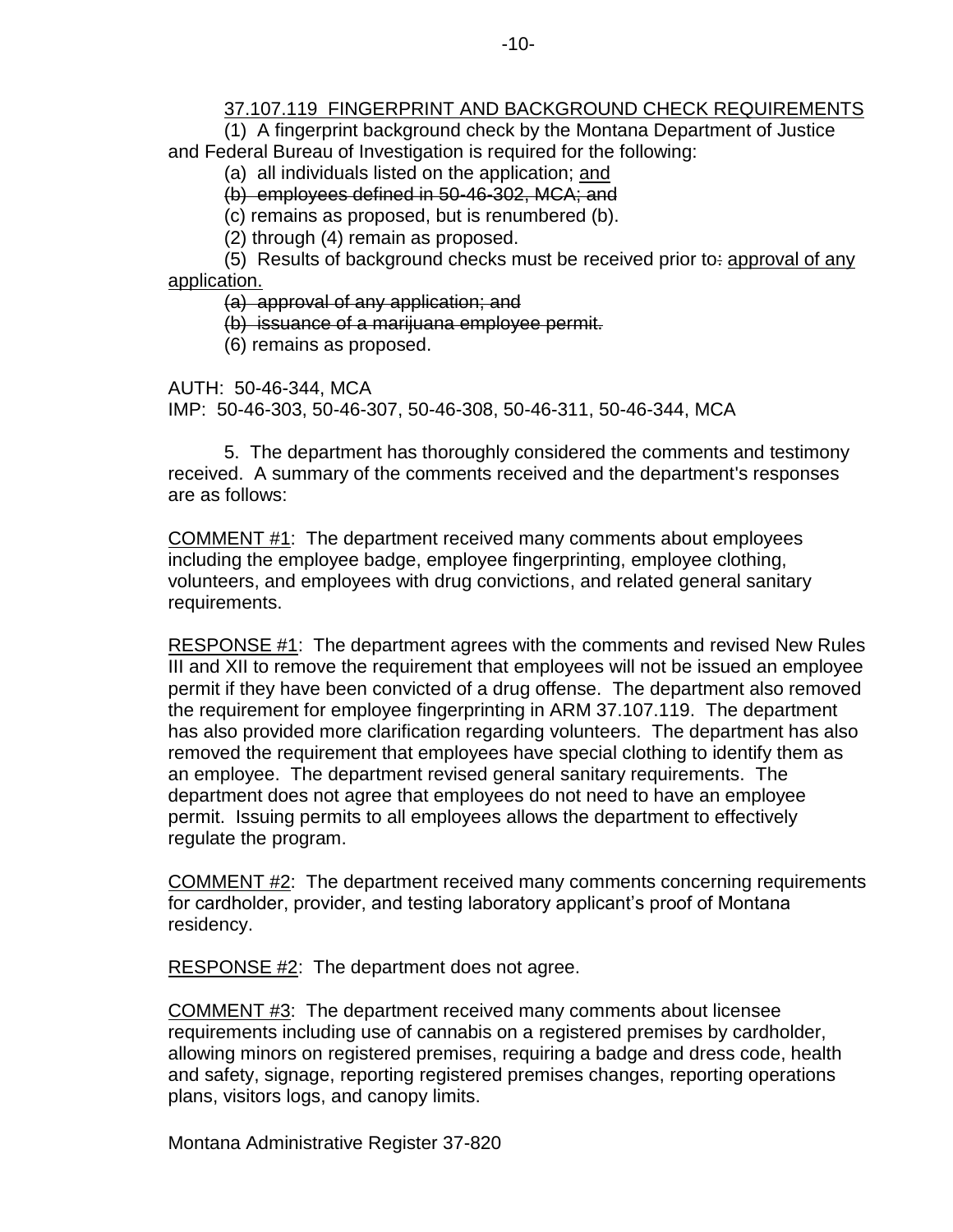37.107.119 FINGERPRINT AND BACKGROUND CHECK REQUIREMENTS

(1) A fingerprint background check by the Montana Department of Justice and Federal Bureau of Investigation is required for the following:

(a) all individuals listed on the application; <u>and</u>

~~(b) employees defined in 50-46-302, MCA; and~~

(c) remains as proposed, but is renumbered (b).

(2) through (4) remain as proposed.

(5) Results of background checks must be received prior to~~:~~ <u>approval of any application.</u>

~~(a) approval of any application; and~~

~~(b) issuance of a marijuana employee permit.~~

(6) remains as proposed.

AUTH: 50-46-344, MCA
IMP: 50-46-303, 50-46-307, 50-46-308, 50-46-311, 50-46-344, MCA

5. The department has thoroughly considered the comments and testimony received. A summary of the comments received and the department's responses are as follows:

<u>COMMENT #1</u>: The department received many comments about employees including the employee badge, employee fingerprinting, employee clothing, volunteers, and employees with drug convictions, and related general sanitary requirements.

<u>RESPONSE #1</u>: The department agrees with the comments and revised New Rules III and XII to remove the requirement that employees will not be issued an employee permit if they have been convicted of a drug offense. The department also removed the requirement for employee fingerprinting in ARM 37.107.119. The department has also provided more clarification regarding volunteers. The department has also removed the requirement that employees have special clothing to identify them as an employee. The department revised general sanitary requirements. The department does not agree that employees do not need to have an employee permit. Issuing permits to all employees allows the department to effectively regulate the program.

<u>COMMENT #2</u>: The department received many comments concerning requirements for cardholder, provider, and testing laboratory applicant's proof of Montana residency.

<u>RESPONSE #2</u>: The department does not agree.

<u>COMMENT #3</u>: The department received many comments about licensee requirements including use of cannabis on a registered premises by cardholder, allowing minors on registered premises, requiring a badge and dress code, health and safety, signage, reporting registered premises changes, reporting operations plans, visitors logs, and canopy limits.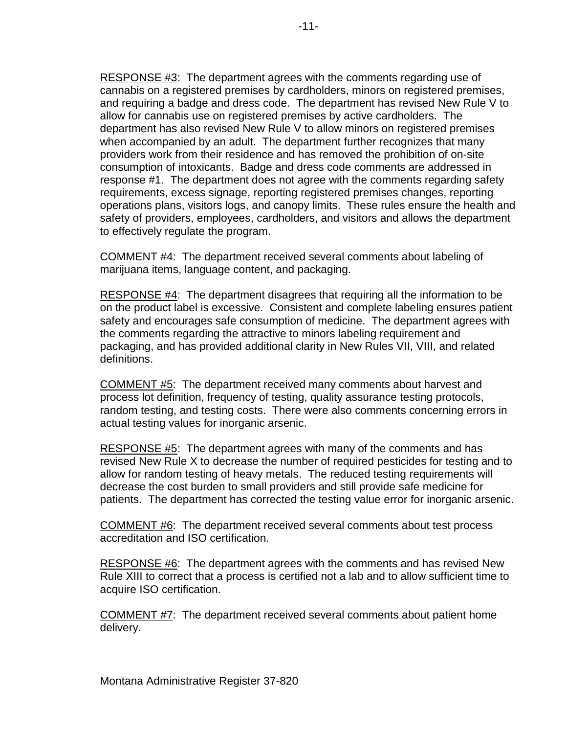RESPONSE #3: The department agrees with the comments regarding use of cannabis on a registered premises by cardholders, minors on registered premises, and requiring a badge and dress code. The department has revised New Rule V to allow for cannabis use on registered premises by active cardholders. The department has also revised New Rule V to allow minors on registered premises when accompanied by an adult. The department further recognizes that many providers work from their residence and has removed the prohibition of on-site consumption of intoxicants. Badge and dress code comments are addressed in response #1. The department does not agree with the comments regarding safety requirements, excess signage, reporting registered premises changes, reporting operations plans, visitors logs, and canopy limits. These rules ensure the health and safety of providers, employees, cardholders, and visitors and allows the department to effectively regulate the program.

COMMENT #4: The department received several comments about labeling of marijuana items, language content, and packaging.

RESPONSE #4: The department disagrees that requiring all the information to be on the product label is excessive. Consistent and complete labeling ensures patient safety and encourages safe consumption of medicine. The department agrees with the comments regarding the attractive to minors labeling requirement and packaging, and has provided additional clarity in New Rules VII, VIII, and related definitions.

COMMENT #5: The department received many comments about harvest and process lot definition, frequency of testing, quality assurance testing protocols, random testing, and testing costs. There were also comments concerning errors in actual testing values for inorganic arsenic.

RESPONSE #5: The department agrees with many of the comments and has revised New Rule X to decrease the number of required pesticides for testing and to allow for random testing of heavy metals. The reduced testing requirements will decrease the cost burden to small providers and still provide safe medicine for patients. The department has corrected the testing value error for inorganic arsenic.

COMMENT #6: The department received several comments about test process accreditation and ISO certification.

RESPONSE #6: The department agrees with the comments and has revised New Rule XIII to correct that a process is certified not a lab and to allow sufficient time to acquire ISO certification.

COMMENT #7: The department received several comments about patient home delivery.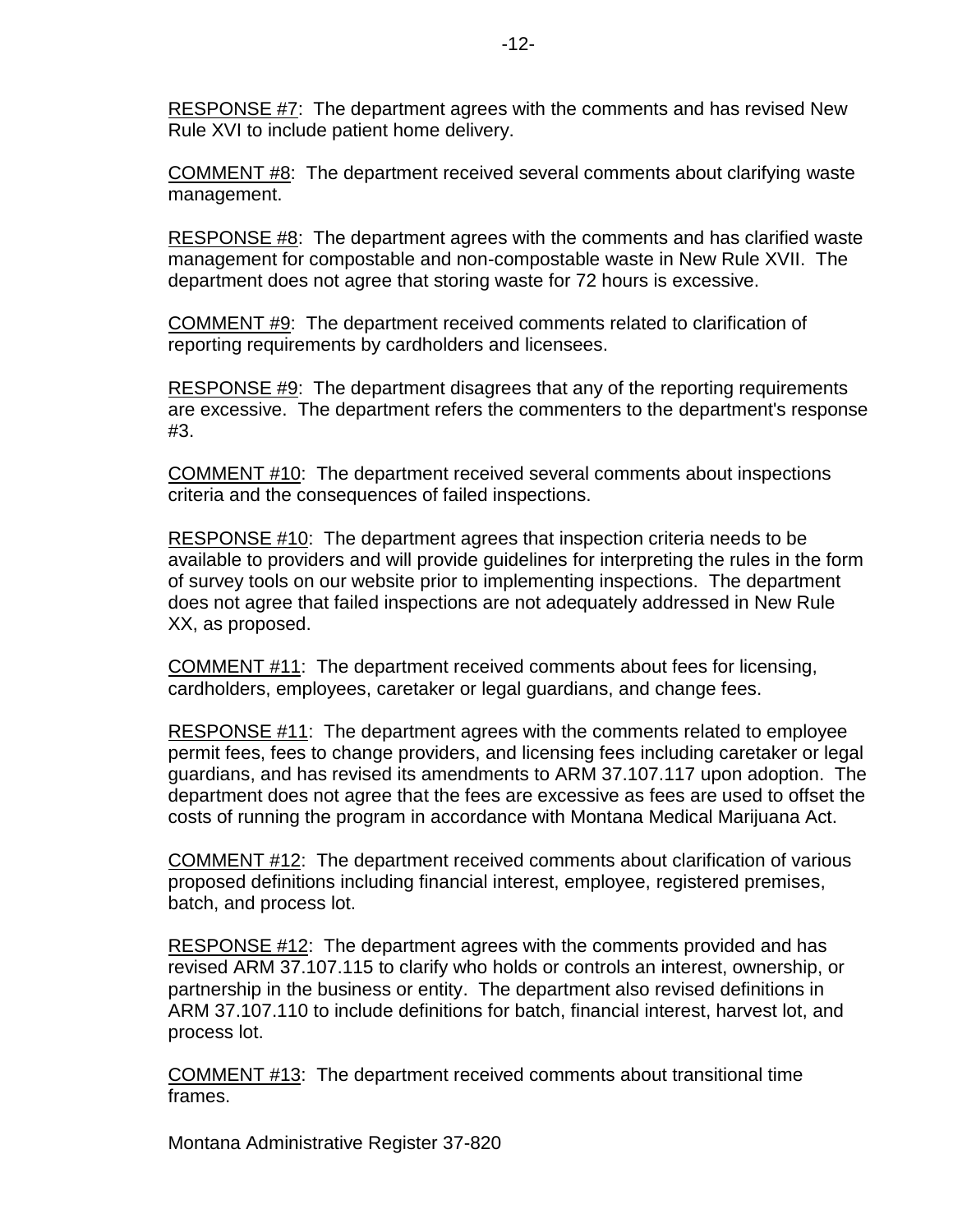RESPONSE #7: The department agrees with the comments and has revised New Rule XVI to include patient home delivery.

COMMENT #8: The department received several comments about clarifying waste management.

RESPONSE #8: The department agrees with the comments and has clarified waste management for compostable and non-compostable waste in New Rule XVII. The department does not agree that storing waste for 72 hours is excessive.

COMMENT #9: The department received comments related to clarification of reporting requirements by cardholders and licensees.

RESPONSE #9: The department disagrees that any of the reporting requirements are excessive. The department refers the commenters to the department's response #3.

COMMENT #10: The department received several comments about inspections criteria and the consequences of failed inspections.

RESPONSE #10: The department agrees that inspection criteria needs to be available to providers and will provide guidelines for interpreting the rules in the form of survey tools on our website prior to implementing inspections. The department does not agree that failed inspections are not adequately addressed in New Rule XX, as proposed.

COMMENT #11: The department received comments about fees for licensing, cardholders, employees, caretaker or legal guardians, and change fees.

RESPONSE #11: The department agrees with the comments related to employee permit fees, fees to change providers, and licensing fees including caretaker or legal guardians, and has revised its amendments to ARM 37.107.117 upon adoption. The department does not agree that the fees are excessive as fees are used to offset the costs of running the program in accordance with Montana Medical Marijuana Act.

COMMENT #12: The department received comments about clarification of various proposed definitions including financial interest, employee, registered premises, batch, and process lot.

RESPONSE #12: The department agrees with the comments provided and has revised ARM 37.107.115 to clarify who holds or controls an interest, ownership, or partnership in the business or entity. The department also revised definitions in ARM 37.107.110 to include definitions for batch, financial interest, harvest lot, and process lot.

COMMENT #13: The department received comments about transitional time frames.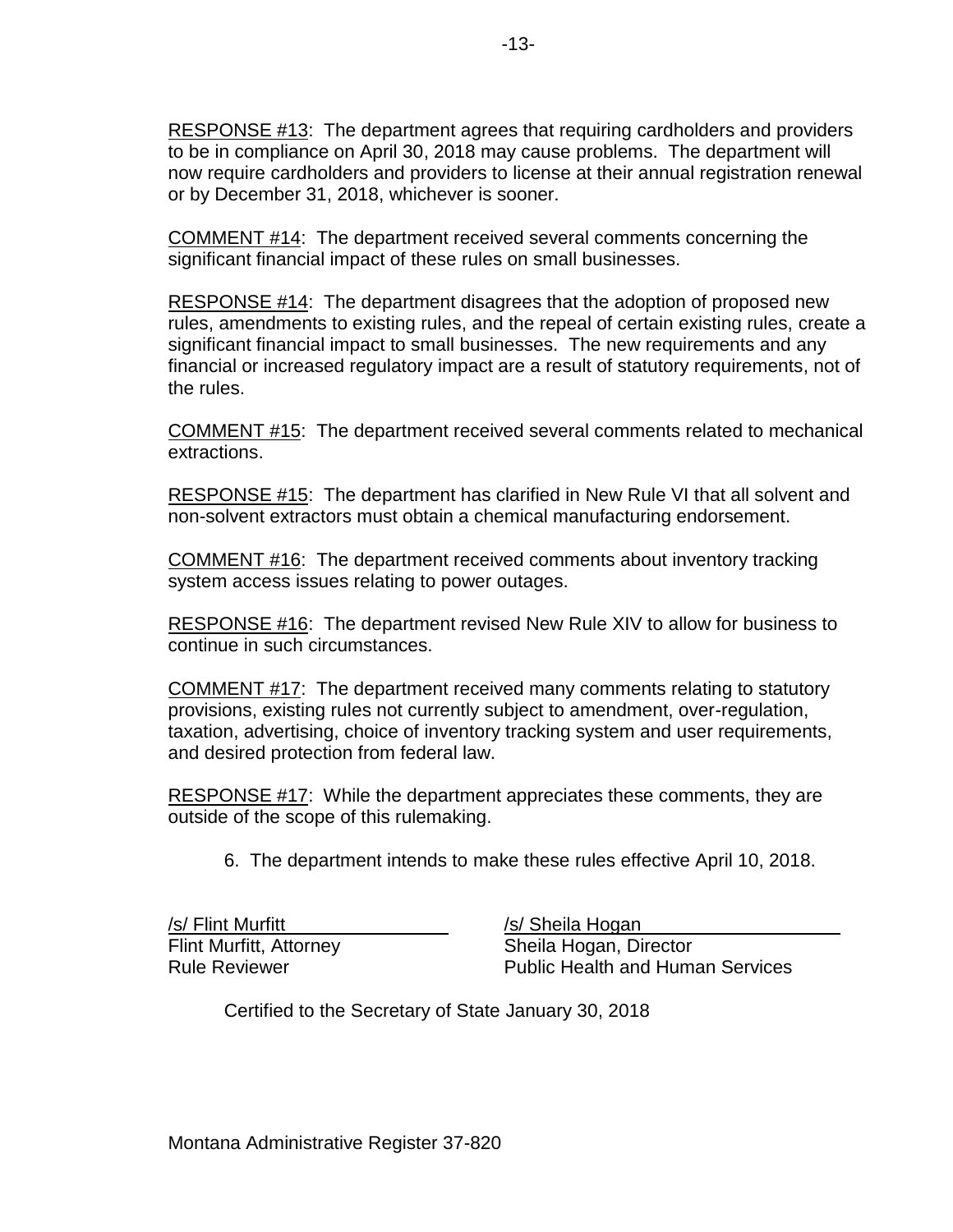RESPONSE #13: The department agrees that requiring cardholders and providers to be in compliance on April 30, 2018 may cause problems. The department will now require cardholders and providers to license at their annual registration renewal or by December 31, 2018, whichever is sooner.

COMMENT #14: The department received several comments concerning the significant financial impact of these rules on small businesses.

RESPONSE #14: The department disagrees that the adoption of proposed new rules, amendments to existing rules, and the repeal of certain existing rules, create a significant financial impact to small businesses. The new requirements and any financial or increased regulatory impact are a result of statutory requirements, not of the rules.

COMMENT #15: The department received several comments related to mechanical extractions.

RESPONSE #15: The department has clarified in New Rule VI that all solvent and non-solvent extractors must obtain a chemical manufacturing endorsement.

COMMENT #16: The department received comments about inventory tracking system access issues relating to power outages.

RESPONSE #16: The department revised New Rule XIV to allow for business to continue in such circumstances.

COMMENT #17: The department received many comments relating to statutory provisions, existing rules not currently subject to amendment, over-regulation, taxation, advertising, choice of inventory tracking system and user requirements, and desired protection from federal law.

RESPONSE #17: While the department appreciates these comments, they are outside of the scope of this rulemaking.

6. The department intends to make these rules effective April 10, 2018.

/s/ Flint Murfitt
Flint Murfitt, Attorney
Rule Reviewer

/s/ Sheila Hogan
Sheila Hogan, Director
Public Health and Human Services

Certified to the Secretary of State January 30, 2018

Montana Administrative Register 37-820